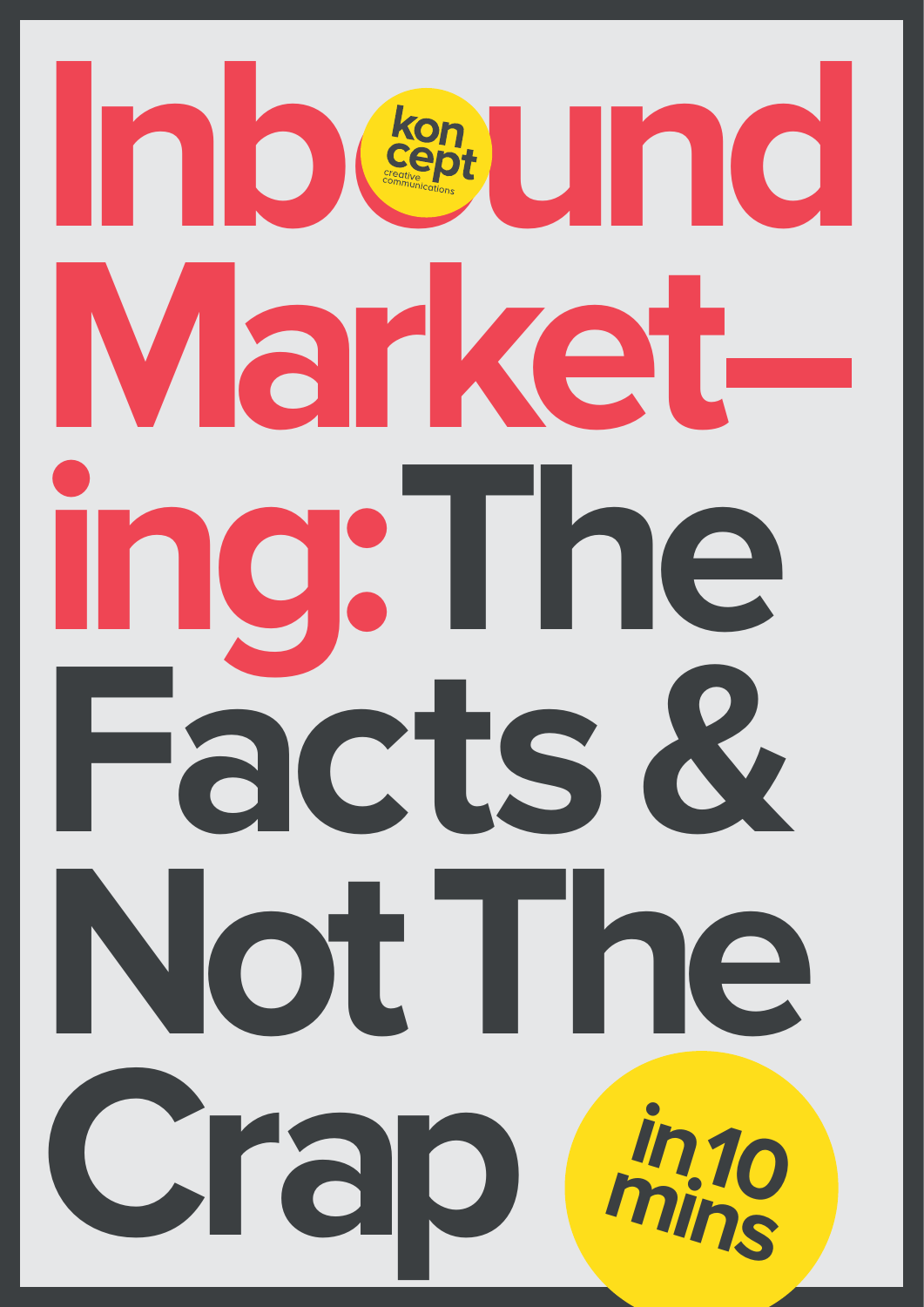# Inbound Marketing: The Facts & Not The Crap

koncept creative communications

in 10 mins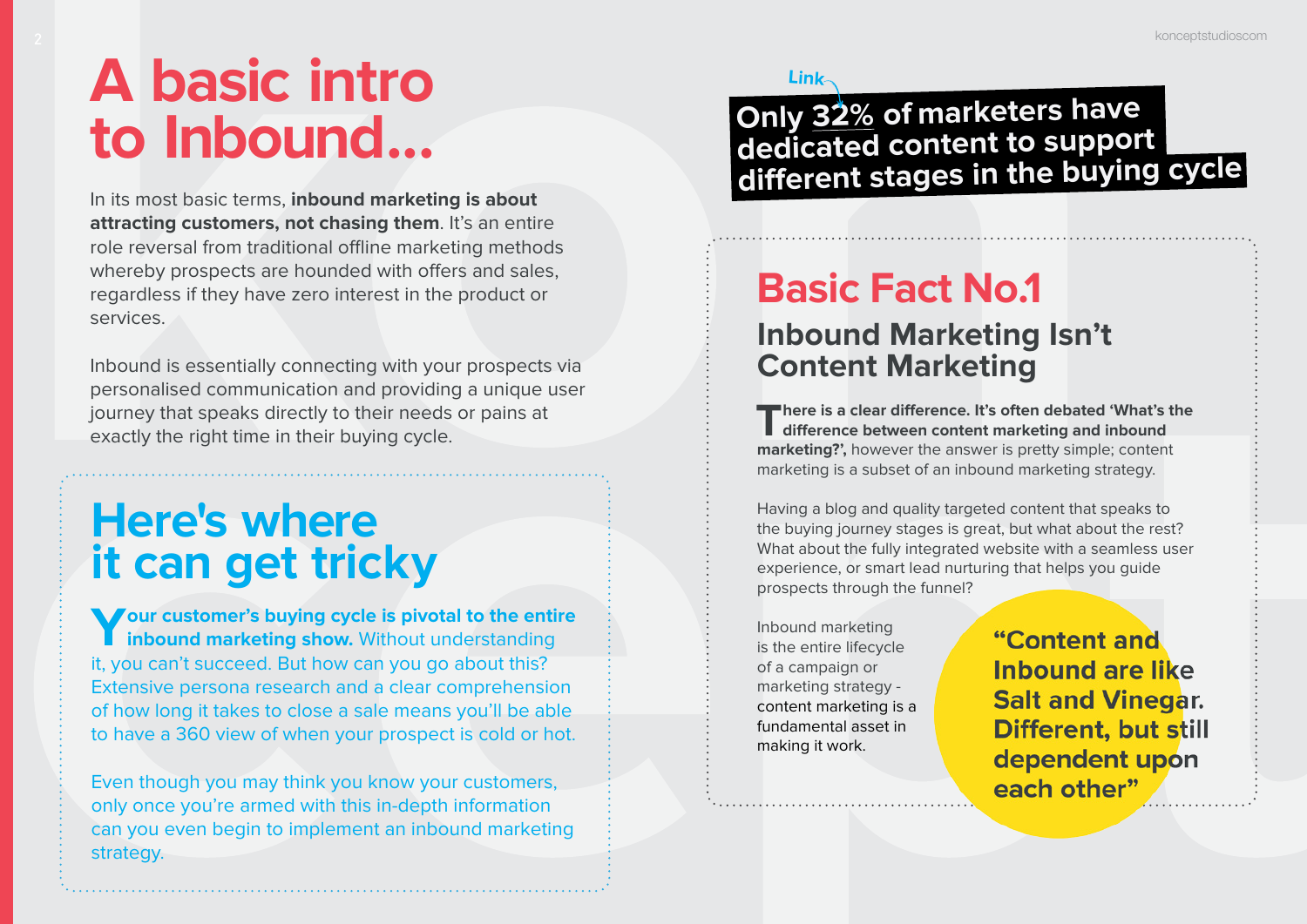# A basic intro to Inbound...

In its most basic terms, **inbound marketing is about attracting customers, not chasing them**. It's an entire role reversal from traditional offline marketing methods whereby prospects are hounded with offers and sales, regardless if they have zero interest in the product or services.

Inbound is essentially connecting with your prospects via personalised communication and providing a unique user journey that speaks directly to their needs or pains at exactly the right time in their buying cycle.

## Here's where it can get tricky

**Your customer's buying cycle is pivotal to the entire inbound marketing show.** Without understanding it, you can't succeed. But how can you go about this? Extensive persona research and a clear comprehension of how long it takes to close a sale means you'll be able to have a 360 view of when your prospect is cold or hot.

Even though you may think you know your customers, only once you're armed with this in-depth information can you even begin to implement an inbound marketing strategy.

Link

**Only 32% of marketers have dedicated content to support different stages in the buying cycle**

## Basic Fact No.1

### Inbound Marketing Isn't Content Marketing

**There is a clear difference. It's often debated 'What's the difference between content marketing and inbound marketing?',** however the answer is pretty simple; content marketing is a subset of an inbound marketing strategy.

Having a blog and quality targeted content that speaks to the buying journey stages is great, but what about the rest? What about the fully integrated website with a seamless user experience, or smart lead nurturing that helps you guide prospects through the funnel?

Inbound marketing is the entire lifecycle of a campaign or marketing strategy - content marketing is a fundamental asset in making it work.

**"Content and Inbound are like Salt and Vinegar. Different, but still dependent upon each other"**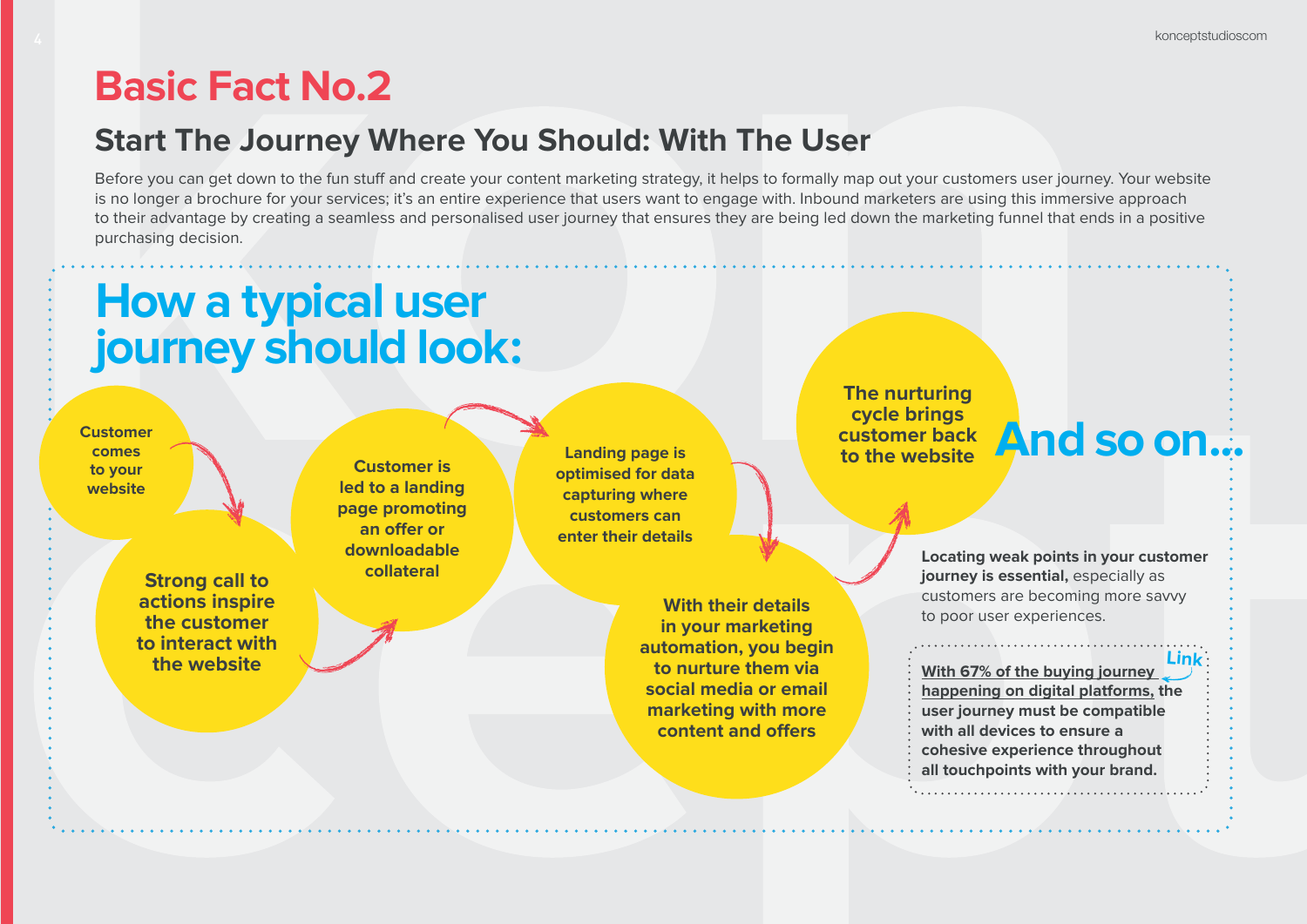# Basic Fact No.2

## Start The Journey Where You Should: With The User

Before you can get down to the fun stuff and create your content marketing strategy, it helps to formally map out your customers user journey. Your website is no longer a brochure for your services; it's an entire experience that users want to engage with. Inbound marketers are using this immersive approach to their advantage by creating a seamless and personalised user journey that ensures they are being led down the marketing funnel that ends in a positive purchasing decision.

## How a typical user journey should look:

1. Customer comes to your website
2. Strong call to actions inspire the customer to interact with the website
3. Customer is led to a landing page promoting an offer or downloadable collateral
4. Landing page is optimised for data capturing where customers can enter their details
5. With their details in your marketing automation, you begin to nurture them via social media or email marketing with more content and offers
6. The nurturing cycle brings customer back to the website

**And so on...**

**Locating weak points in your customer journey is essential,** especially as customers are becoming more savvy to poor user experiences.

**With 67% of the buying journey happening on digital platforms, the user journey must be compatible with all devices to ensure a cohesive experience throughout all touchpoints with your brand.**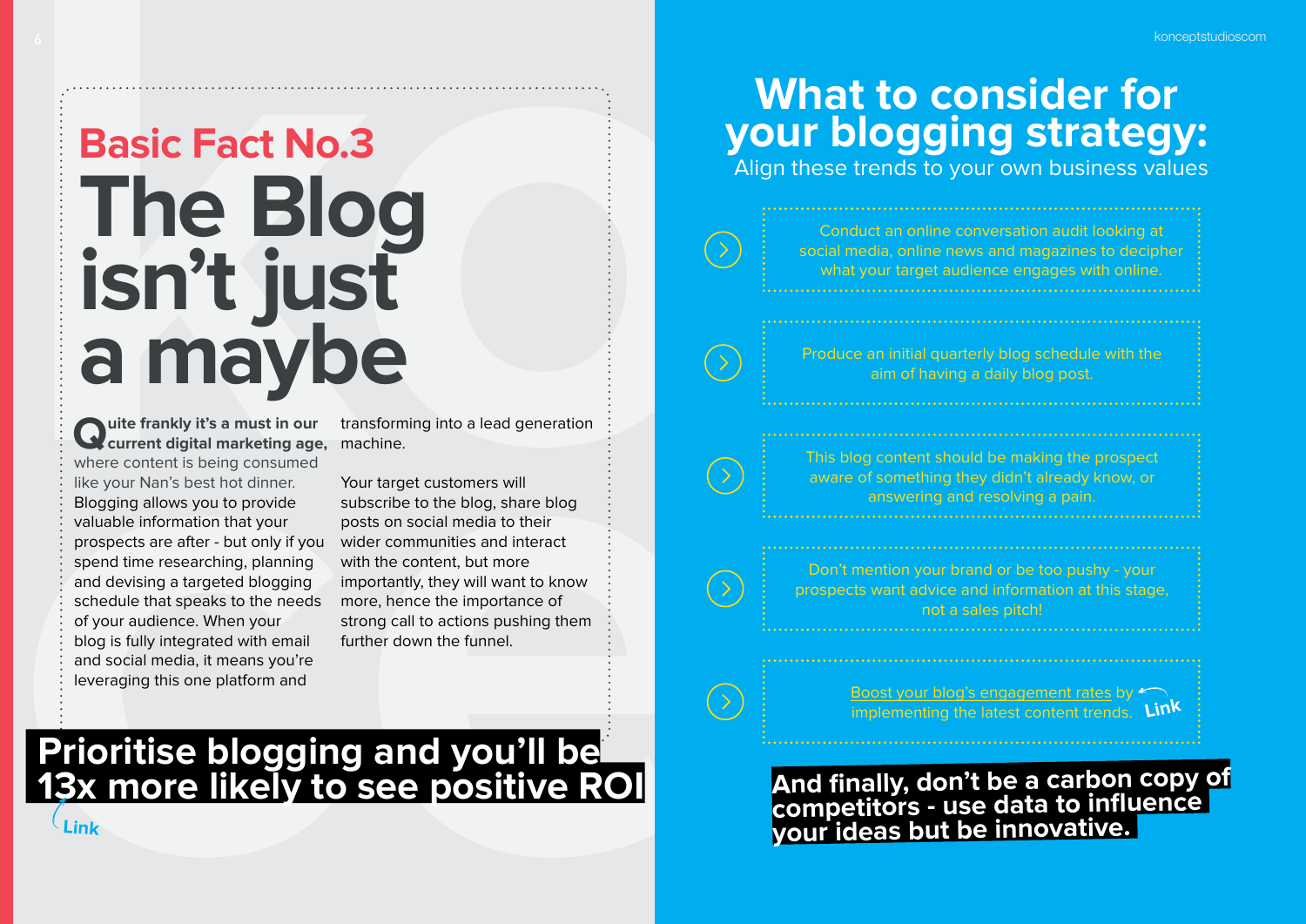## Basic Fact No.3

# The Blog isn't just a maybe

**Quite frankly it's a must in our current digital marketing age,** where content is being consumed like your Nan's best hot dinner. Blogging allows you to provide valuable information that your prospects are after - but only if you spend time researching, planning and devising a targeted blogging schedule that speaks to the needs of your audience. When your blog is fully integrated with email and social media, it means you're leveraging this one platform and transforming into a lead generation machine.

Your target customers will subscribe to the blog, share blog posts on social media to their wider communities and interact with the content, but more importantly, they will want to know more, hence the importance of strong call to actions pushing them further down the funnel.

**Prioritise blogging and you'll be 13x more likely to see positive ROI**

Link

# What to consider for your blogging strategy:

Align these trends to your own business values

- Conduct an online conversation audit looking at social media, online news and magazines to decipher what your target audience engages with online.
- Produce an initial quarterly blog schedule with the aim of having a daily blog post.
- This blog content should be making the prospect aware of something they didn't already know, or answering and resolving a pain.
- Don't mention your brand or be too pushy - your prospects want advice and information at this stage, not a sales pitch!
- Boost your blog's engagement rates by implementing the latest content trends. Link

**And finally, don't be a carbon copy of competitors - use data to influence your ideas but be innovative.**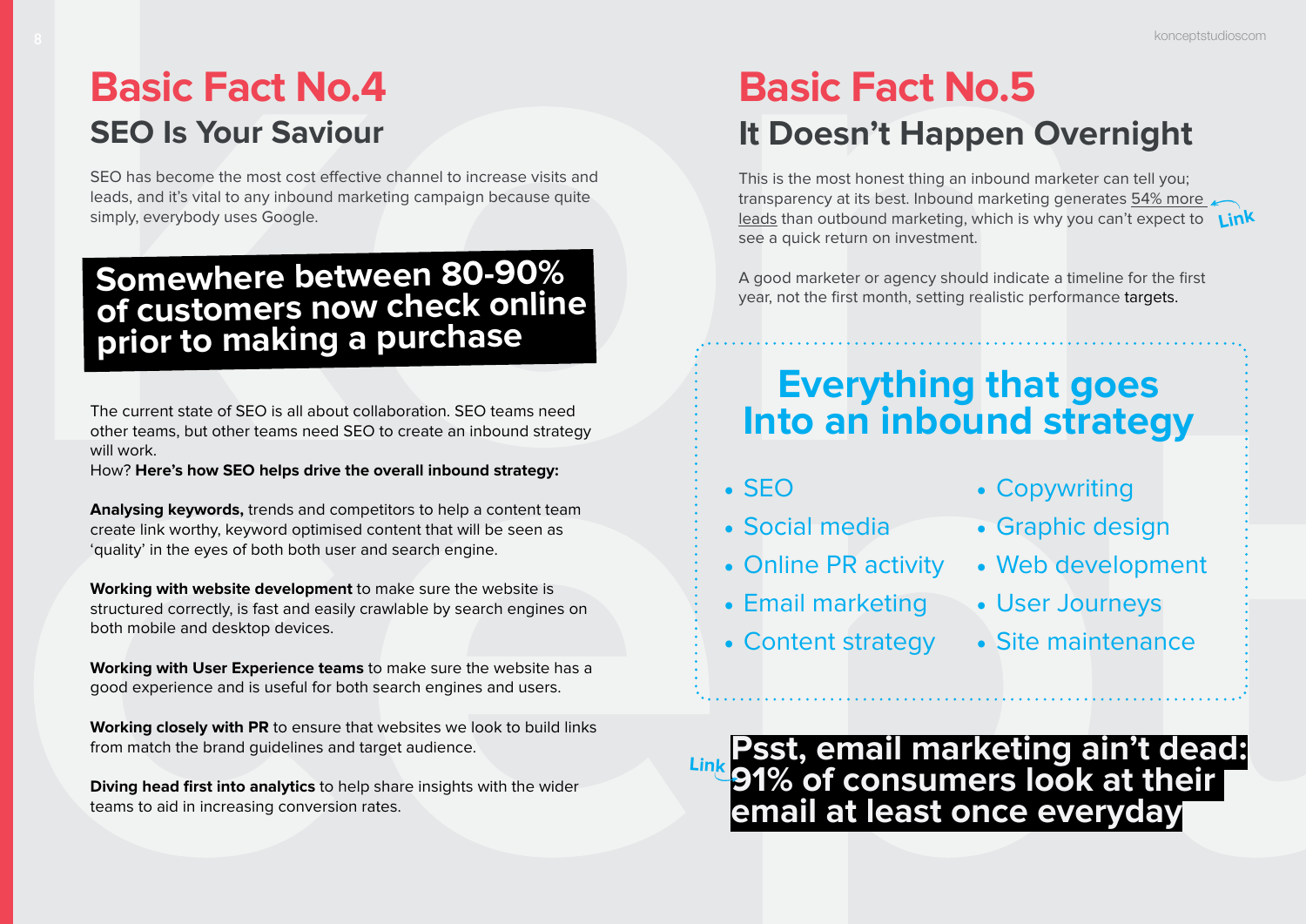# Basic Fact No.4

## SEO Is Your Saviour

SEO has become the most cost effective channel to increase visits and leads, and it's vital to any inbound marketing campaign because quite simply, everybody uses Google.

**Somewhere between 80-90% of customers now check online prior to making a purchase**

The current state of SEO is all about collaboration. SEO teams need other teams, but other teams need SEO to create an inbound strategy will work.
How? **Here's how SEO helps drive the overall inbound strategy:**

**Analysing keywords,** trends and competitors to help a content team create link worthy, keyword optimised content that will be seen as 'quality' in the eyes of both both user and search engine.

**Working with website development** to make sure the website is structured correctly, is fast and easily crawlable by search engines on both mobile and desktop devices.

**Working with User Experience teams** to make sure the website has a good experience and is useful for both search engines and users.

**Working closely with PR** to ensure that websites we look to build links from match the brand guidelines and target audience.

**Diving head first into analytics** to help share insights with the wider teams to aid in increasing conversion rates.

# Basic Fact No.5

## It Doesn't Happen Overnight

This is the most honest thing an inbound marketer can tell you; transparency at its best. Inbound marketing generates 54% more leads than outbound marketing, which is why you can't expect to see a quick return on investment. Link

A good marketer or agency should indicate a timeline for the first year, not the first month, setting realistic performance targets.

### Everything that goes Into an inbound strategy

- SEO
- Social media
- Online PR activity
- Email marketing
- Content strategy
- Copywriting
- Graphic design
- Web development
- User Journeys
- Site maintenance

Link **Psst, email marketing ain't dead: 91% of consumers look at their email at least once everyday**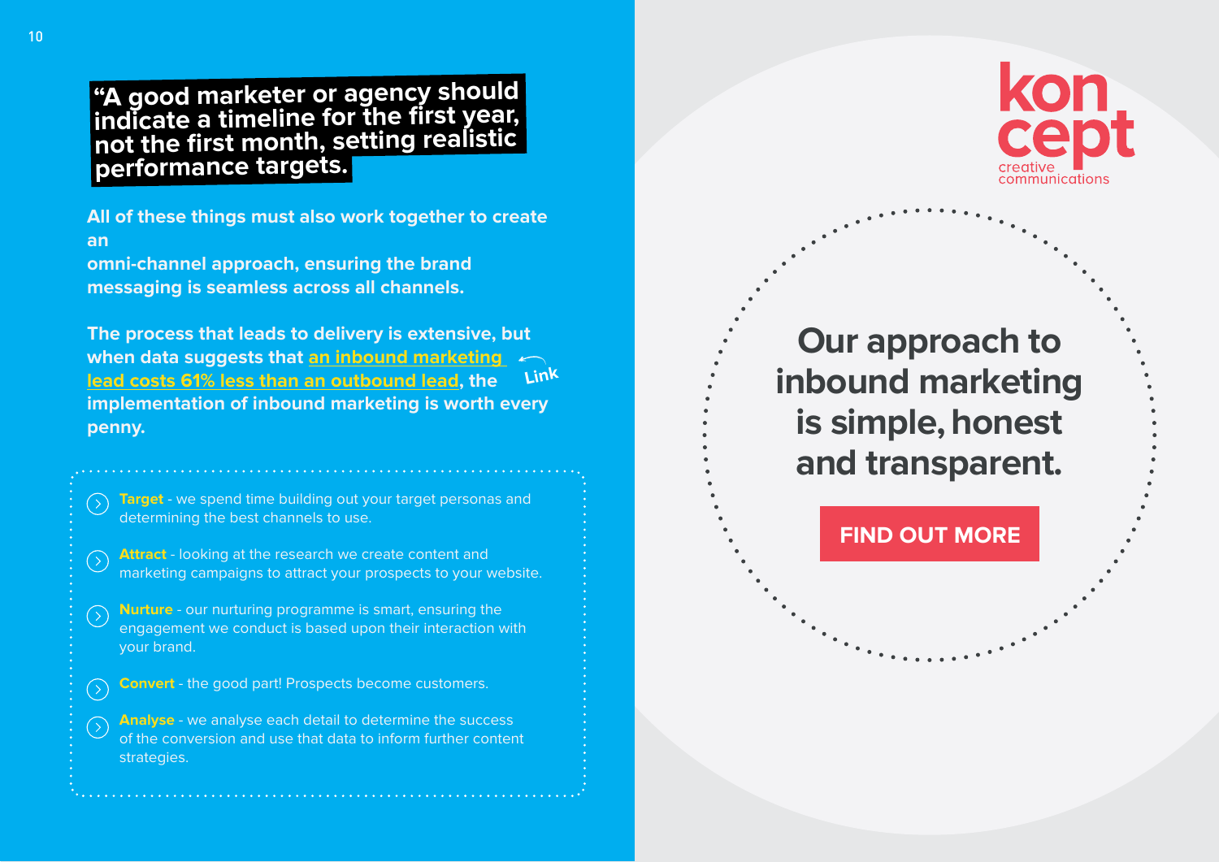**"A good marketer or agency should indicate a timeline for the first year, not the first month, setting realistic performance targets.**

**All of these things must also work together to create an omni-channel approach, ensuring the brand messaging is seamless across all channels.**

**The process that leads to delivery is extensive, but when data suggests that an inbound marketing lead costs 61% less than an outbound lead, the implementation of inbound marketing is worth every penny.**

Link

- **Target** - we spend time building out your target personas and determining the best channels to use.
- **Attract** - looking at the research we create content and marketing campaigns to attract your prospects to your website.
- **Nurture** - our nurturing programme is smart, ensuring the engagement we conduct is based upon their interaction with your brand.
- **Convert** - the good part! Prospects become customers.
- **Analyse** - we analyse each detail to determine the success of the conversion and use that data to inform further content strategies.

koncept
creative communications

## Our approach to inbound marketing is simple, honest and transparent.

**FIND OUT MORE**